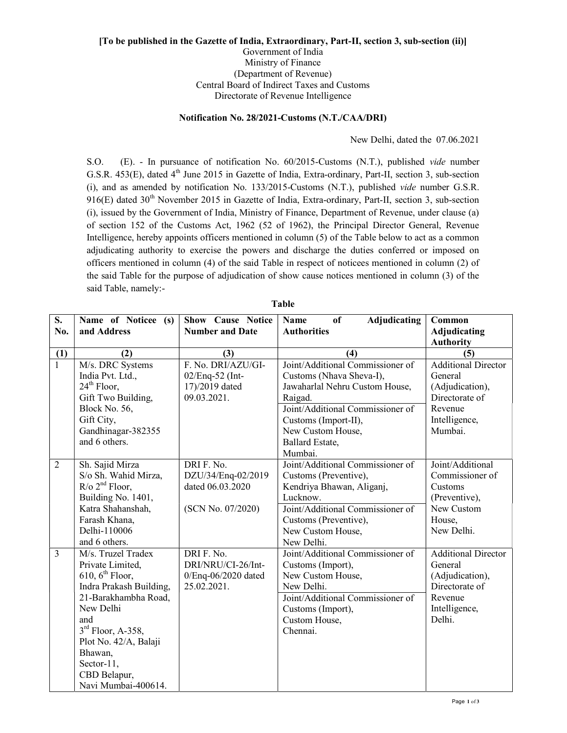**[To be published in the Gazette of India, Extraordinary, Part-II, section 3, sub-section (ii)]**

Government of India

Ministry of Finance

(Department of Revenue)

Central Board of Indirect Taxes and Customs

Directorate of Revenue Intelligence

**Notification No. 28/2021-Customs (N.T./CAA/DRI)**

New Delhi, dated the 07.06.2021

S.O. (E). - In pursuance of notification No. 60/2015-Customs (N.T.), published *vide* number G.S.R. 453(E), dated 4th June 2015 in Gazette of India, Extra-ordinary, Part-II, section 3, sub-section (i), and as amended by notification No. 133/2015-Customs (N.T.), published *vide* number G.S.R. 916(E) dated 30th November 2015 in Gazette of India, Extra-ordinary, Part-II, section 3, sub-section (i), issued by the Government of India, Ministry of Finance, Department of Revenue, under clause (a) of section 152 of the Customs Act, 1962 (52 of 1962), the Principal Director General, Revenue Intelligence, hereby appoints officers mentioned in column (5) of the Table below to act as a common adjudicating authority to exercise the powers and discharge the duties conferred or imposed on officers mentioned in column (4) of the said Table in respect of noticees mentioned in column (2) of the said Table for the purpose of adjudication of show cause notices mentioned in column (3) of the said Table, namely:-

**Table**

| S. No. | Name of Noticee (s) and Address | Show Cause Notice Number and Date | Name of Adjudicating Authorities | Common Adjudicating Authority |
|---|---|---|---|---|
| (1) | (2) | (3) | (4) | (5) |
| 1 | M/s. DRC Systems India Pvt. Ltd., 24th Floor, Gift Two Building, Block No. 56, Gift City, Gandhinagar-382355 and 6 others. | F. No. DRI/AZU/GI-02/Enq-52 (Int-17)/2019 dated 09.03.2021. | Joint/Additional Commissioner of Customs (Nhava Sheva-I), Jawaharlal Nehru Custom House, Raigad. | Additional Director General (Adjudication), Directorate of Revenue Intelligence, Mumbai. |
| | | | Joint/Additional Commissioner of Customs (Import-II), New Custom House, Ballard Estate, Mumbai. | |
| 2 | Sh. Sajid Mirza S/o Sh. Wahid Mirza, R/o 2nd Floor, Building No. 1401, Katra Shahanshah, Farash Khana, Delhi-110006 and 6 others. | DRI F. No. DZU/34/Enq-02/2019 dated 06.03.2020 (SCN No. 07/2020) | Joint/Additional Commissioner of Customs (Preventive), Kendriya Bhawan, Aliganj, Lucknow. | Joint/Additional Commissioner of Customs (Preventive), New Custom House, New Delhi. |
| | | | Joint/Additional Commissioner of Customs (Preventive), New Custom House, New Delhi. | |
| 3 | M/s. Truzel Tradex Private Limited, 610, 6th Floor, Indra Prakash Building, 21-Barakhambha Road, New Delhi and 3rd Floor, A-358, Plot No. 42/A, Balaji Bhawan, Sector-11, CBD Belapur, Navi Mumbai-400614. | DRI F. No. DRI/NRU/CI-26/Int-0/Enq-06/2020 dated 25.02.2021. | Joint/Additional Commissioner of Customs (Import), New Custom House, New Delhi. | Additional Director General (Adjudication), Directorate of Revenue Intelligence, Delhi. |
| | | | Joint/Additional Commissioner of Customs (Import), Custom House, Chennai. | |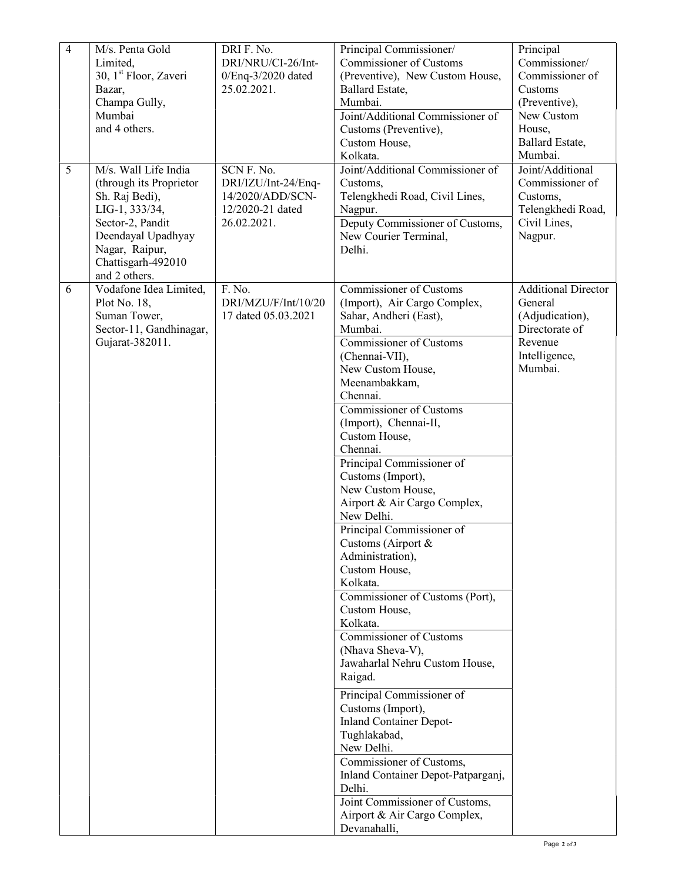| 4 | M/s. Penta Gold Limited, 30, 1st Floor, Zaveri Bazar, Champa Gully, Mumbai and 4 others. | DRI F. No. DRI/NRU/CI-26/Int-0/Enq-3/2020 dated 25.02.2021. | Principal Commissioner/ Commissioner of Customs (Preventive), New Custom House, Ballard Estate, Mumbai. | Principal Commissioner/ Commissioner of Customs (Preventive), New Custom House, Ballard Estate, Mumbai. |
|---|---|---|---|---|
| | | | Joint/Additional Commissioner of Customs (Preventive), Custom House, Kolkata. | |
| 5 | M/s. Wall Life India (through its Proprietor Sh. Raj Bedi), LIG-1, 333/34, Sector-2, Pandit Deendayal Upadhyay Nagar, Raipur, Chattisgarh-492010 and 2 others. | SCN F. No. DRI/IZU/Int-24/Enq-14/2020/ADD/SCN-12/2020-21 dated 26.02.2021. | Joint/Additional Commissioner of Customs, Telengkhedi Road, Civil Lines, Nagpur. | Joint/Additional Commissioner of Customs, Telengkhedi Road, Civil Lines, Nagpur. |
| | | | Deputy Commissioner of Customs, New Courier Terminal, Delhi. | |
| 6 | Vodafone Idea Limited, Plot No. 18, Suman Tower, Sector-11, Gandhinagar, Gujarat-382011. | F. No. DRI/MZU/F/Int/10/2017 dated 05.03.2021 | Commissioner of Customs (Import), Air Cargo Complex, Sahar, Andheri (East), Mumbai. | Additional Director General (Adjudication), Directorate of Revenue Intelligence, Mumbai. |
| | | | Commissioner of Customs (Chennai-VII), New Custom House, Meenambakkam, Chennai. | |
| | | | Commissioner of Customs (Import), Chennai-II, Custom House, Chennai. | |
| | | | Principal Commissioner of Customs (Import), New Custom House, Airport & Air Cargo Complex, New Delhi. | |
| | | | Principal Commissioner of Customs (Airport & Administration), Custom House, Kolkata. | |
| | | | Commissioner of Customs (Port), Custom House, Kolkata. | |
| | | | Commissioner of Customs (Nhava Sheva-V), Jawaharlal Nehru Custom House, Raigad. | |
| | | | Principal Commissioner of Customs (Import), Inland Container Depot-Tughlakabad, New Delhi. | |
| | | | Commissioner of Customs, Inland Container Depot-Patparganj, Delhi. | |
| | | | Joint Commissioner of Customs, Airport & Air Cargo Complex, Devanahalli, | |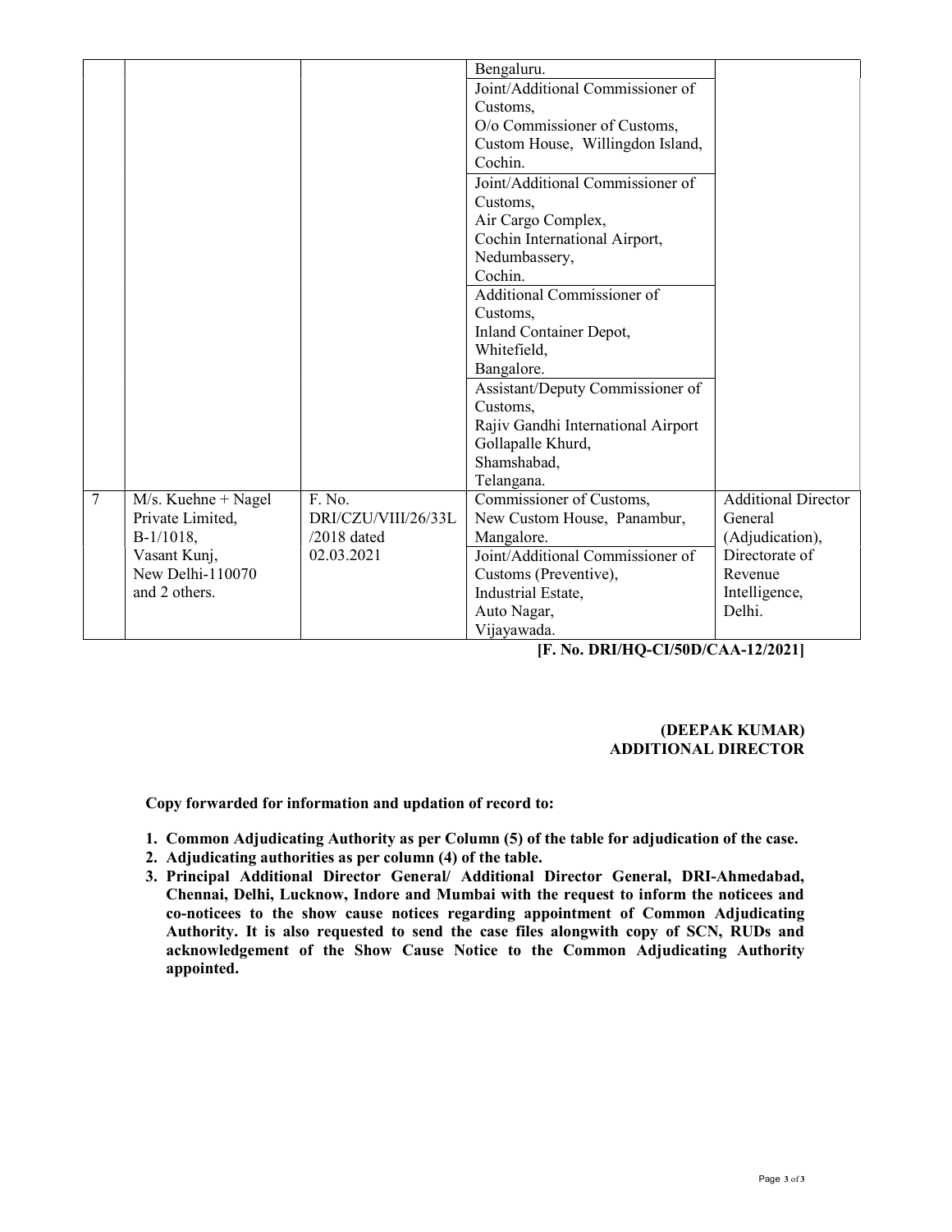| | | | | |
|---|---|---|---|---|
| | | | Bengaluru. | |
| | | | Joint/Additional Commissioner of Customs, O/o Commissioner of Customs, Custom House, Willingdon Island, Cochin. | |
| | | | Joint/Additional Commissioner of Customs, Air Cargo Complex, Cochin International Airport, Nedumbassery, Cochin. | |
| | | | Additional Commissioner of Customs, Inland Container Depot, Whitefield, Bangalore. | |
| | | | Assistant/Deputy Commissioner of Customs, Rajiv Gandhi International Airport Gollapalle Khurd, Shamshabad, Telangana. | |
| 7 | M/s. Kuehne + Nagel Private Limited, B-1/1018, Vasant Kunj, New Delhi-110070 and 2 others. | F. No. DRI/CZU/VIII/26/33L/2018 dated 02.03.2021 | Commissioner of Customs, New Custom House, Panambur, Mangalore. | Additional Director General (Adjudication), Directorate of Revenue Intelligence, Delhi. |
| | | | Joint/Additional Commissioner of Customs (Preventive), Industrial Estate, Auto Nagar, Vijayawada. | |

**[F. No. DRI/HQ-CI/50D/CAA-12/2021]**

**(DEEPAK KUMAR)**
**ADDITIONAL DIRECTOR**

**Copy forwarded for information and updation of record to:**

1. **Common Adjudicating Authority as per Column (5) of the table for adjudication of the case.**
2. **Adjudicating authorities as per column (4) of the table.**
3. **Principal Additional Director General/ Additional Director General, DRI-Ahmedabad, Chennai, Delhi, Lucknow, Indore and Mumbai with the request to inform the noticees and co-noticees to the show cause notices regarding appointment of Common Adjudicating Authority. It is also requested to send the case files alongwith copy of SCN, RUDs and acknowledgement of the Show Cause Notice to the Common Adjudicating Authority appointed.**